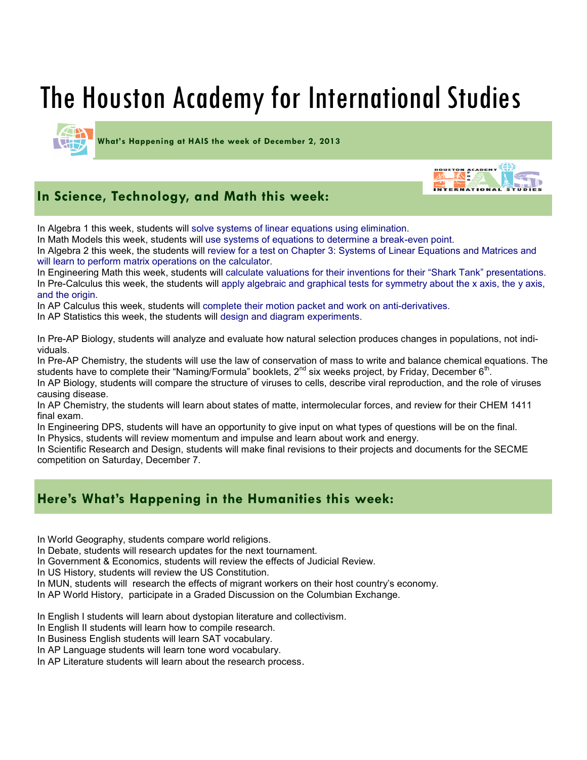# The Houston Academy for International Studies

**What's Happening at HAIS the week of December 2, 2013**

## In Science, Technology, and Math this week:

In Algebra 1 this week, students will solve systems of linear equations using elimination.
In Math Models this week, students will use systems of equations to determine a break-even point.
In Algebra 2 this week, the students will review for a test on Chapter 3: Systems of Linear Equations and Matrices and will learn to perform matrix operations on the calculator.
In Engineering Math this week, students will calculate valuations for their inventions for their "Shark Tank" presentations.
In Pre-Calculus this week, the students will apply algebraic and graphical tests for symmetry about the x axis, the y axis, and the origin.
In AP Calculus this week, students will complete their motion packet and work on anti-derivatives.
In AP Statistics this week, the students will design and diagram experiments.

In Pre-AP Biology, students will analyze and evaluate how natural selection produces changes in populations, not individuals.
In Pre-AP Chemistry, the students will use the law of conservation of mass to write and balance chemical equations. The students have to complete their "Naming/Formula" booklets, 2nd six weeks project, by Friday, December 6th.
In AP Biology, students will compare the structure of viruses to cells, describe viral reproduction, and the role of viruses causing disease.
In AP Chemistry, the students will learn about states of matte, intermolecular forces, and review for their CHEM 1411 final exam.
In Engineering DPS, students will have an opportunity to give input on what types of questions will be on the final.
In Physics, students will review momentum and impulse and learn about work and energy.
In Scientific Research and Design, students will make final revisions to their projects and documents for the SECME competition on Saturday, December 7.

## Here's What's Happening in the Humanities this week:

In World Geography, students compare world religions.
In Debate, students will research updates for the next tournament.
In Government & Economics, students will review the effects of Judicial Review.
In US History, students will review the US Constitution.
In MUN, students will research the effects of migrant workers on their host country's economy.
In AP World History, participate in a Graded Discussion on the Columbian Exchange.

In English I students will learn about dystopian literature and collectivism.
In English II students will learn how to compile research.
In Business English students will learn SAT vocabulary.
In AP Language students will learn tone word vocabulary.
In AP Literature students will learn about the research process.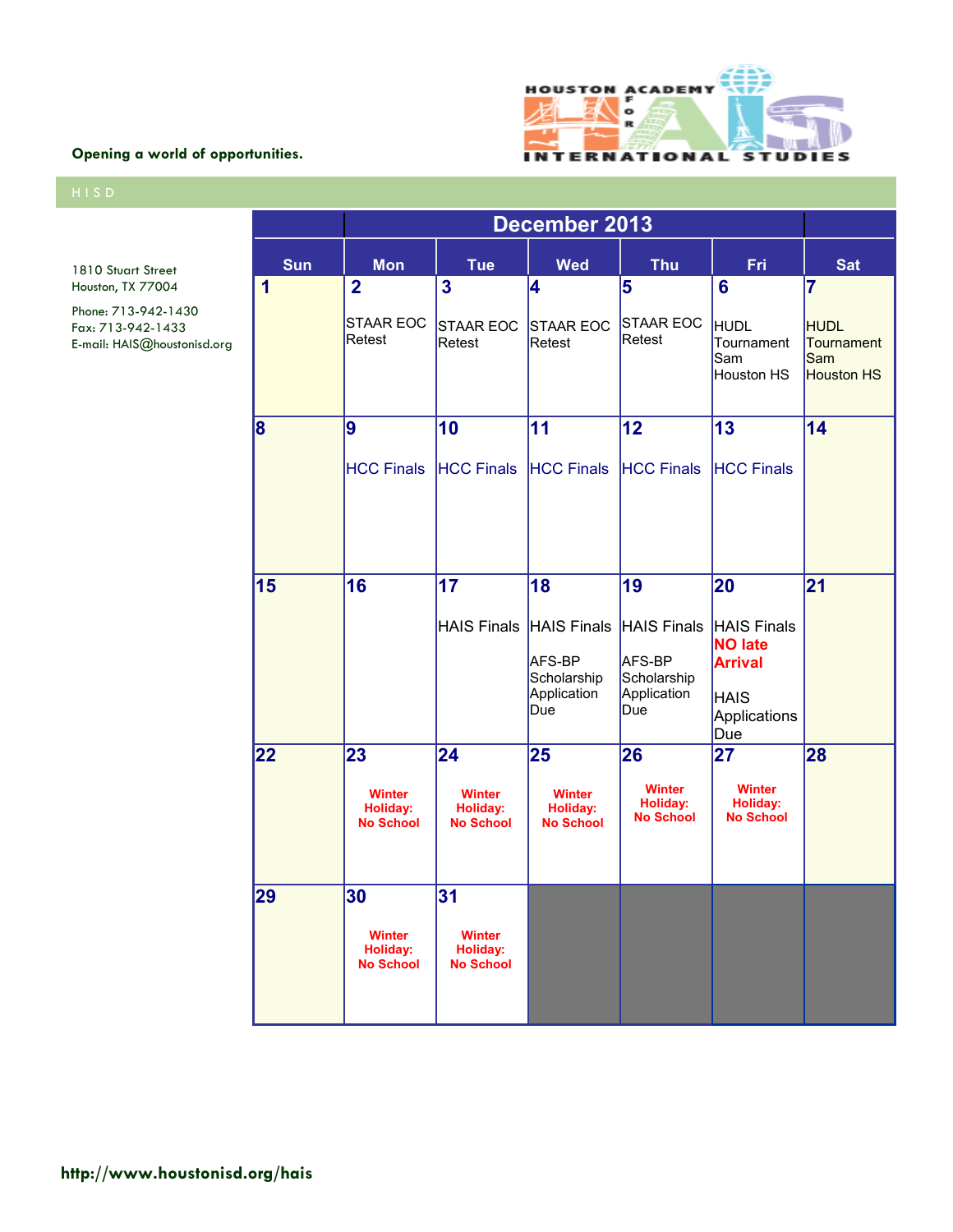Opening a world of opportunities.

HOUSTON ACADEMY FOR INTERNATIONAL STUDIES

HISD

1810 Stuart Street
Houston, TX 77004

Phone: 713-942-1430
Fax: 713-942-1433
E-mail: HAIS@houstonisd.org

## December 2013

| Sun | Mon | Tue | Wed | Thu | Fri | Sat |
|---|---|---|---|---|---|---|
| 1 | 2 STAAR EOC Retest | 3 STAAR EOC Retest | 4 STAAR EOC Retest | 5 STAAR EOC Retest | 6 HUDL Tournament Sam Houston HS | 7 HUDL Tournament Sam Houston HS |
| 8 | 9 HCC Finals | 10 HCC Finals | 11 HCC Finals | 12 HCC Finals | 13 HCC Finals | 14 |
| 15 | 16 | 17 HAIS Finals | 18 HAIS Finals AFS-BP Scholarship Application Due | 19 HAIS Finals AFS-BP Scholarship Application Due | 20 HAIS Finals **NO late Arrival** HAIS Applications Due | 21 |
| 22 | 23 **Winter Holiday: No School** | 24 **Winter Holiday: No School** | 25 **Winter Holiday: No School** | 26 **Winter Holiday: No School** | 27 **Winter Holiday: No School** | 28 |
| 29 | 30 **Winter Holiday: No School** | 31 **Winter Holiday: No School** | | | | |

http://www.houstonisd.org/hais